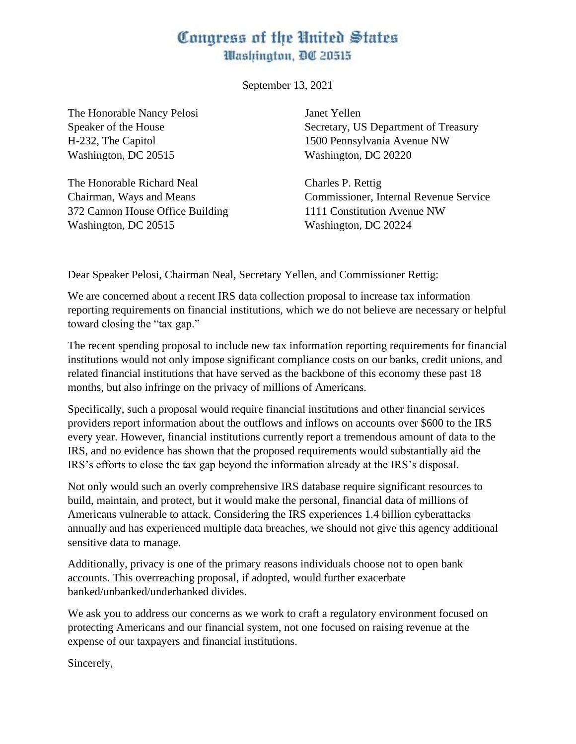# Congress of the United States
## Washington, DC 20515

September 13, 2021

The Honorable Nancy Pelosi
Speaker of the House
H-232, The Capitol
Washington, DC 20515

Janet Yellen
Secretary, US Department of Treasury
1500 Pennsylvania Avenue NW
Washington, DC 20220

The Honorable Richard Neal
Chairman, Ways and Means
372 Cannon House Office Building
Washington, DC 20515

Charles P. Rettig
Commissioner, Internal Revenue Service
1111 Constitution Avenue NW
Washington, DC 20224

Dear Speaker Pelosi, Chairman Neal, Secretary Yellen, and Commissioner Rettig:

We are concerned about a recent IRS data collection proposal to increase tax information reporting requirements on financial institutions, which we do not believe are necessary or helpful toward closing the "tax gap."

The recent spending proposal to include new tax information reporting requirements for financial institutions would not only impose significant compliance costs on our banks, credit unions, and related financial institutions that have served as the backbone of this economy these past 18 months, but also infringe on the privacy of millions of Americans.

Specifically, such a proposal would require financial institutions and other financial services providers report information about the outflows and inflows on accounts over $600 to the IRS every year. However, financial institutions currently report a tremendous amount of data to the IRS, and no evidence has shown that the proposed requirements would substantially aid the IRS's efforts to close the tax gap beyond the information already at the IRS's disposal.

Not only would such an overly comprehensive IRS database require significant resources to build, maintain, and protect, but it would make the personal, financial data of millions of Americans vulnerable to attack. Considering the IRS experiences 1.4 billion cyberattacks annually and has experienced multiple data breaches, we should not give this agency additional sensitive data to manage.

Additionally, privacy is one of the primary reasons individuals choose not to open bank accounts. This overreaching proposal, if adopted, would further exacerbate banked/unbanked/underbanked divides.

We ask you to address our concerns as we work to craft a regulatory environment focused on protecting Americans and our financial system, not one focused on raising revenue at the expense of our taxpayers and financial institutions.

Sincerely,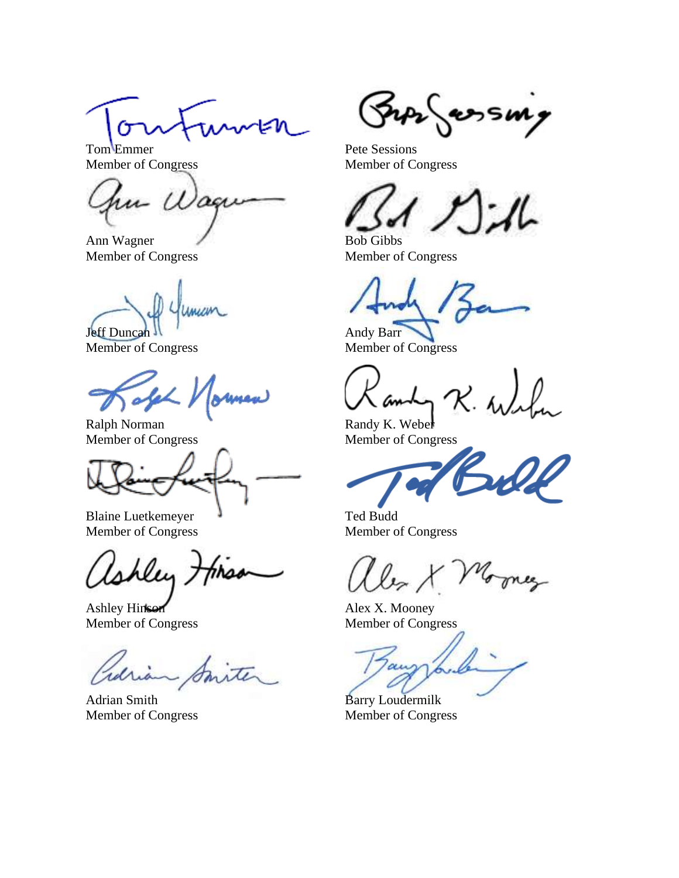Tom Emmer
Member of Congress

Pete Sessions
Member of Congress

Ann Wagner
Member of Congress

Bob Gibbs
Member of Congress

Jeff Duncan
Member of Congress

Andy Barr
Member of Congress

Ralph Norman
Member of Congress

Randy K. Weber
Member of Congress

Blaine Luetkemeyer
Member of Congress

Ted Budd
Member of Congress

Ashley Hinson
Member of Congress

Alex X. Mooney
Member of Congress

Adrian Smith
Member of Congress

Barry Loudermilk
Member of Congress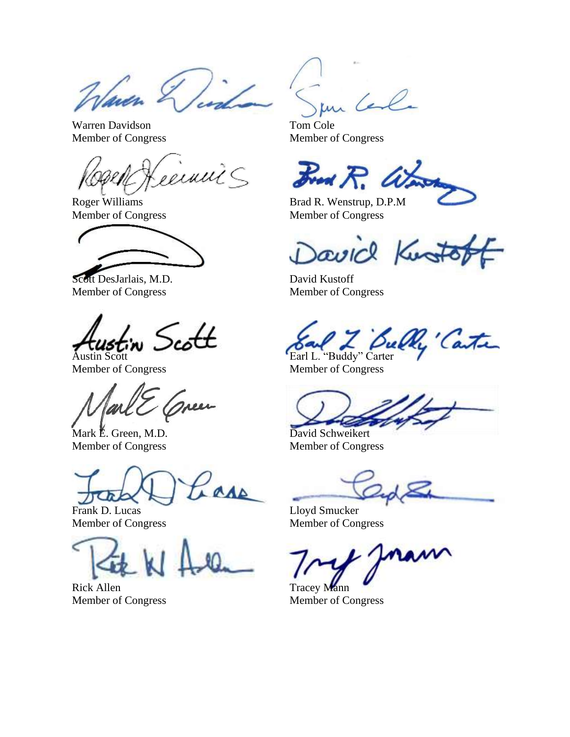Warren Davidson
Member of Congress

Tom Cole
Member of Congress

Roger Williams
Member of Congress

Brad R. Wenstrup, D.P.M
Member of Congress

Scott DesJarlais, M.D.
Member of Congress

David Kustoff
Member of Congress

Austin Scott
Member of Congress

Earl L. "Buddy" Carter
Member of Congress

Mark E. Green, M.D.
Member of Congress

David Schweikert
Member of Congress

Frank D. Lucas
Member of Congress

Lloyd Smucker
Member of Congress

Rick Allen
Member of Congress

Tracey Mann
Member of Congress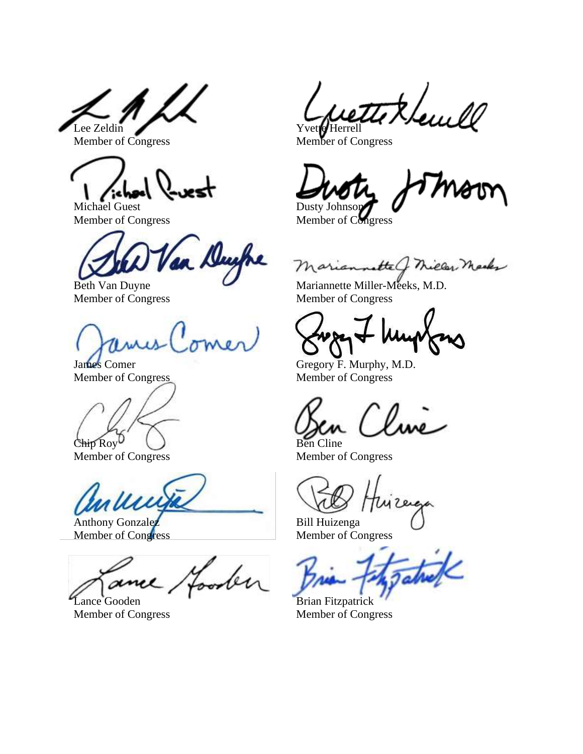Lee Zeldin
Member of Congress

Yvette Herrell
Member of Congress

Michael Guest
Member of Congress

Dusty Johnson
Member of Congress

Beth Van Duyne
Member of Congress

Mariannette Miller-Meeks, M.D.
Member of Congress

James Comer
Member of Congress

Gregory F. Murphy, M.D.
Member of Congress

Chip Roy
Member of Congress

Ben Cline
Member of Congress

Anthony Gonzalez
Member of Congress

Bill Huizenga
Member of Congress

Lance Gooden
Member of Congress

Brian Fitzpatrick
Member of Congress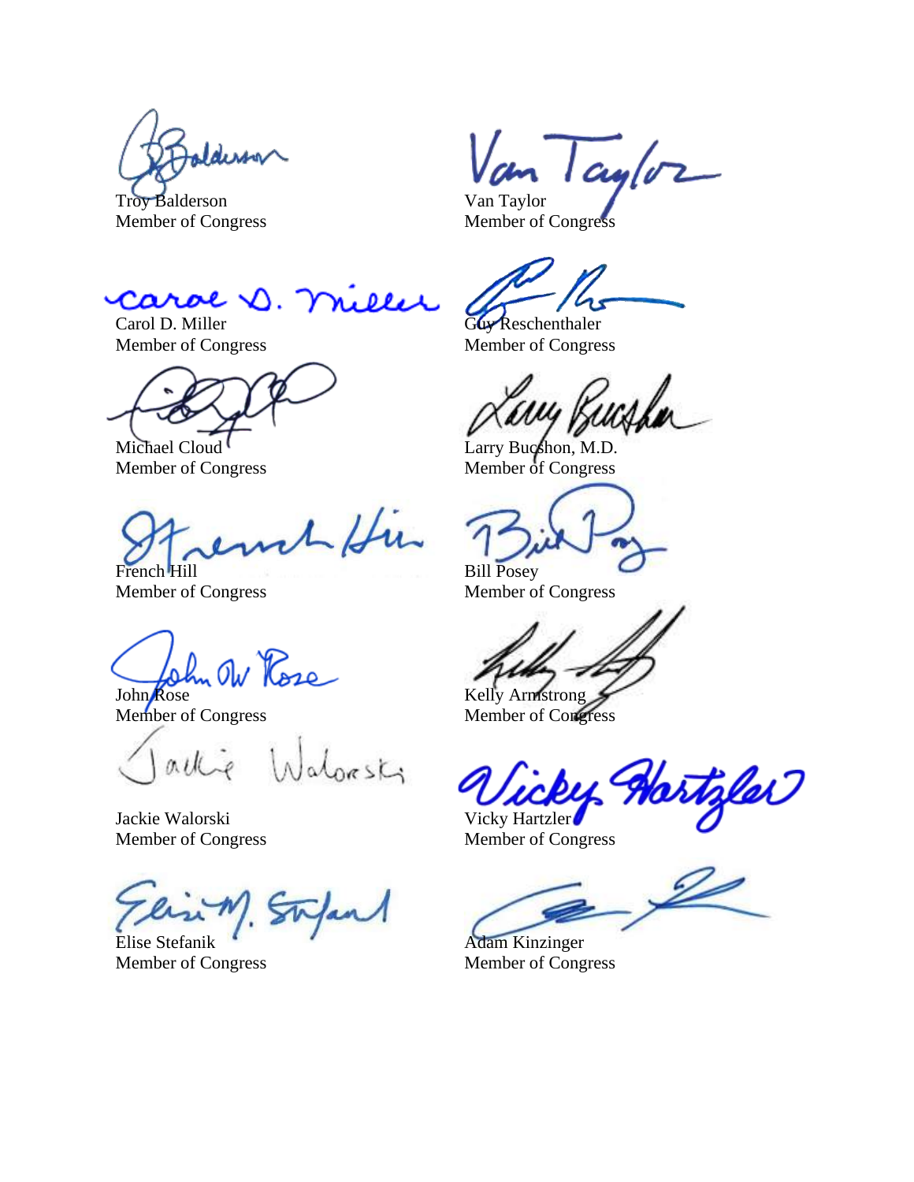Troy Balderson
Member of Congress

Van Taylor
Member of Congress

Carol D. Miller
Member of Congress

Guy Reschenthaler
Member of Congress

Michael Cloud
Member of Congress

Larry Bucshon, M.D.
Member of Congress

French Hill
Member of Congress

Bill Posey
Member of Congress

John Rose
Member of Congress

Kelly Armstrong
Member of Congress

Jackie Walorski
Member of Congress

Vicky Hartzler
Member of Congress

Elise Stefanik
Member of Congress

Adam Kinzinger
Member of Congress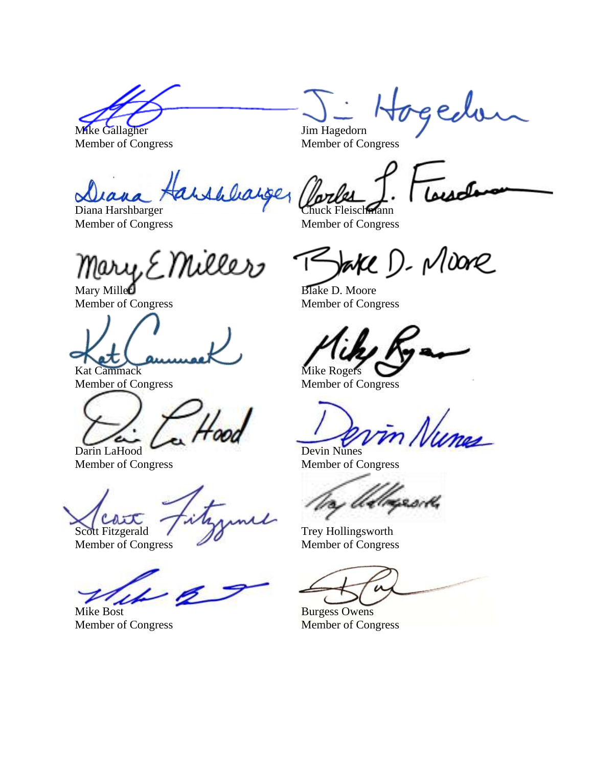Mike Gallagher
Member of Congress

Jim Hagedorn
Member of Congress

Diana Harshbarger
Member of Congress

Chuck Fleischmann
Member of Congress

Mary Miller
Member of Congress

Blake D. Moore
Member of Congress

Kat Cammack
Member of Congress

Mike Rogers
Member of Congress

Darin LaHood
Member of Congress

Devin Nunes
Member of Congress

Scott Fitzgerald
Member of Congress

Trey Hollingsworth
Member of Congress

Mike Bost
Member of Congress

Burgess Owens
Member of Congress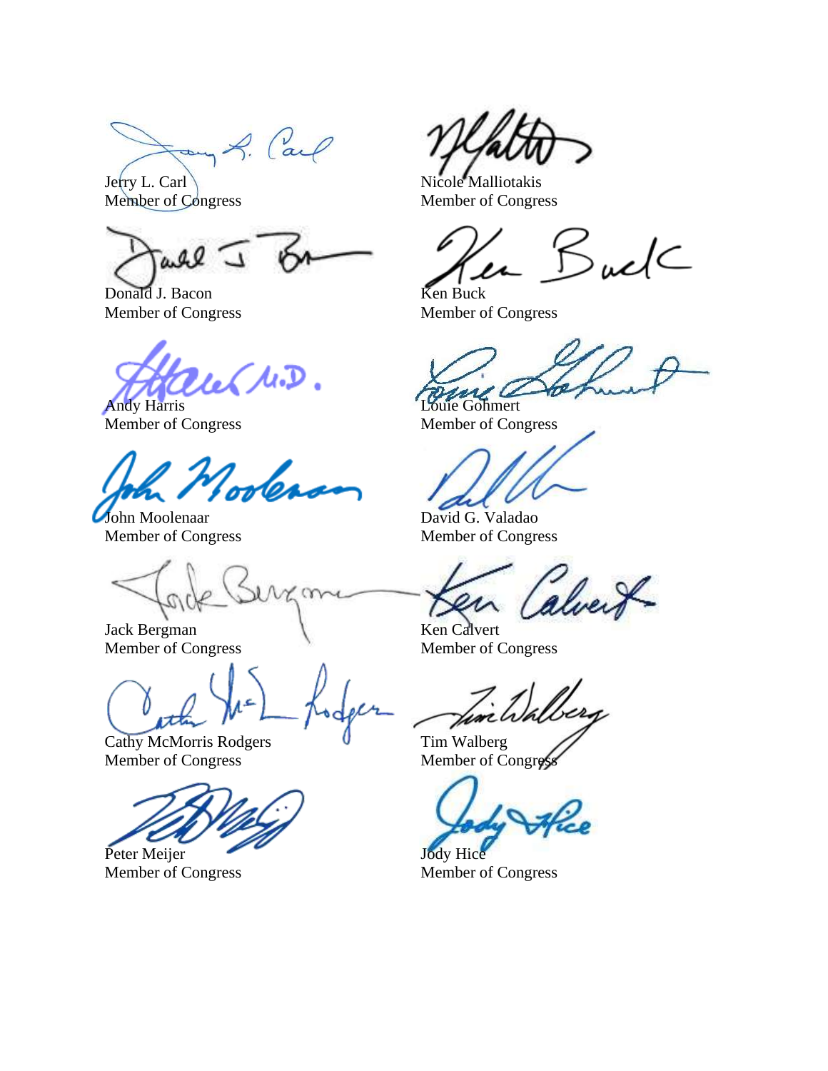Jerry L. Carl
Member of Congress

Nicole Malliotakis
Member of Congress

Donald J. Bacon
Member of Congress

Ken Buck
Member of Congress

Andy Harris
Member of Congress

Louie Gohmert
Member of Congress

John Moolenaar
Member of Congress

David G. Valadao
Member of Congress

Jack Bergman
Member of Congress

Ken Calvert
Member of Congress

Cathy McMorris Rodgers
Member of Congress

Tim Walberg
Member of Congress

Peter Meijer
Member of Congress

Jody Hice
Member of Congress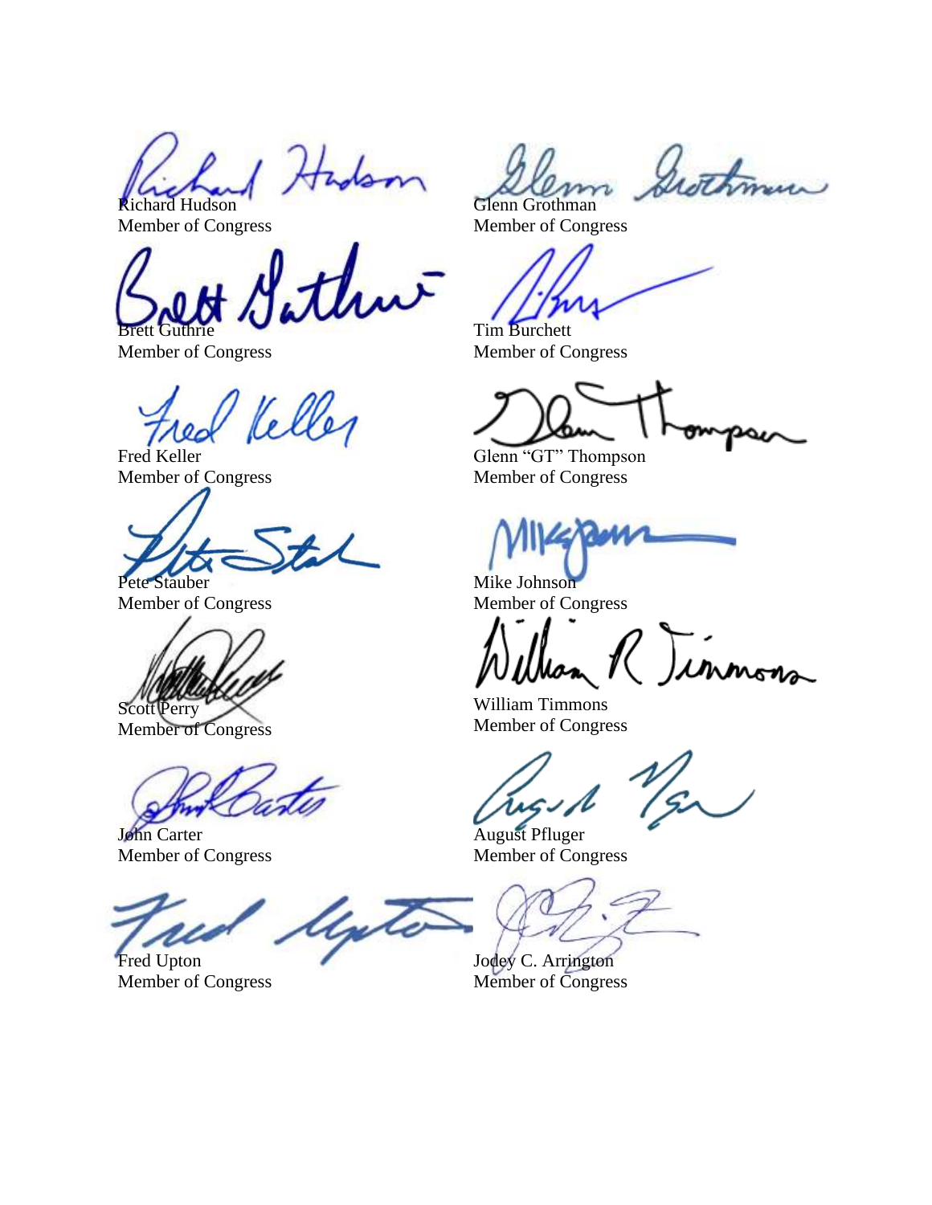Richard Hudson
Member of Congress

Glenn Grothman
Member of Congress

Brett Guthrie
Member of Congress

Tim Burchett
Member of Congress

Fred Keller
Member of Congress

Glenn "GT" Thompson
Member of Congress

Pete Stauber
Member of Congress

Mike Johnson
Member of Congress

Scott Perry
Member of Congress

William Timmons
Member of Congress

John Carter
Member of Congress

August Pfluger
Member of Congress

Fred Upton
Member of Congress

Jodey C. Arrington
Member of Congress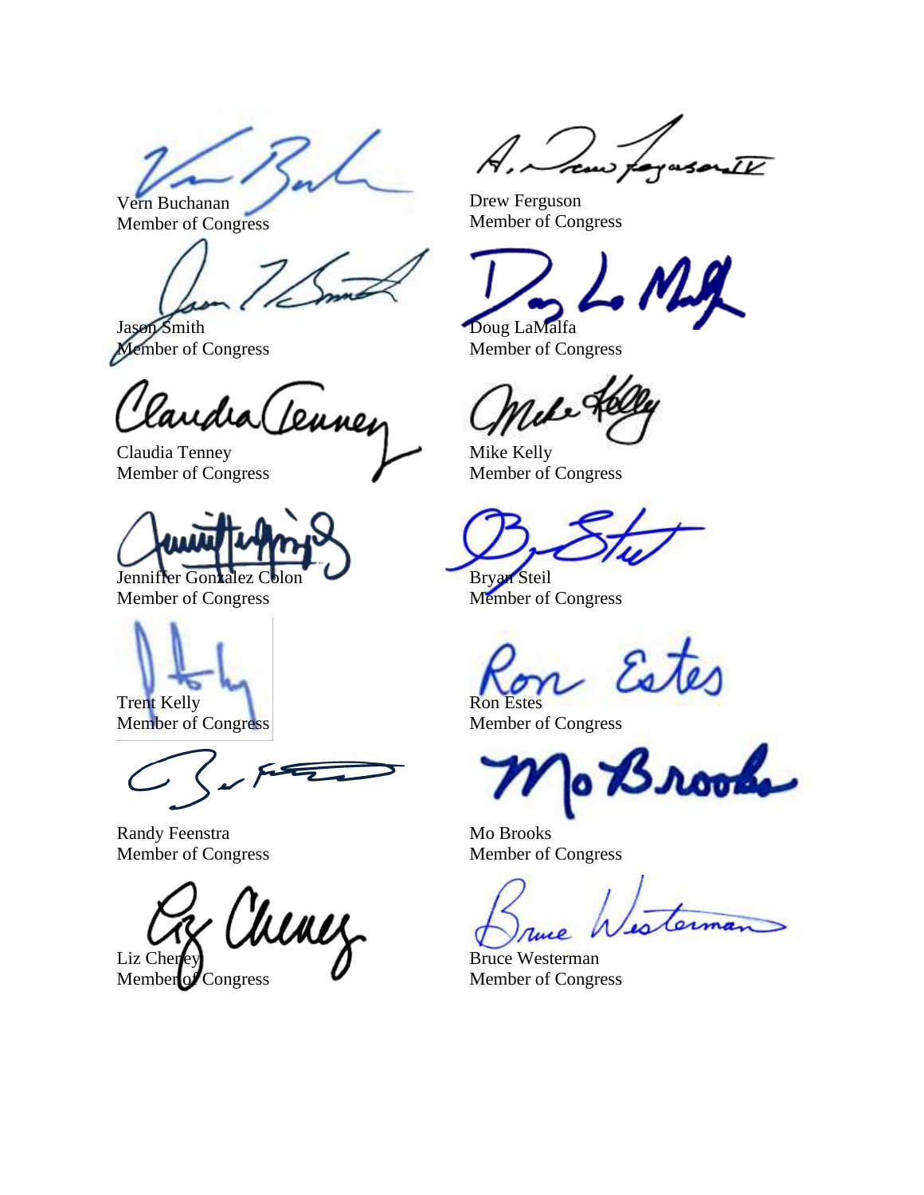Vern Buchanan
Member of Congress

Drew Ferguson
Member of Congress

Jason Smith
Member of Congress

Doug LaMalfa
Member of Congress

Claudia Tenney
Member of Congress

Mike Kelly
Member of Congress

Jenniffer Gonzalez Colon
Member of Congress

Bryan Steil
Member of Congress

Trent Kelly
Member of Congress

Ron Estes
Member of Congress

Randy Feenstra
Member of Congress

Mo Brooks
Member of Congress

Liz Cheney
Member of Congress

Bruce Westerman
Member of Congress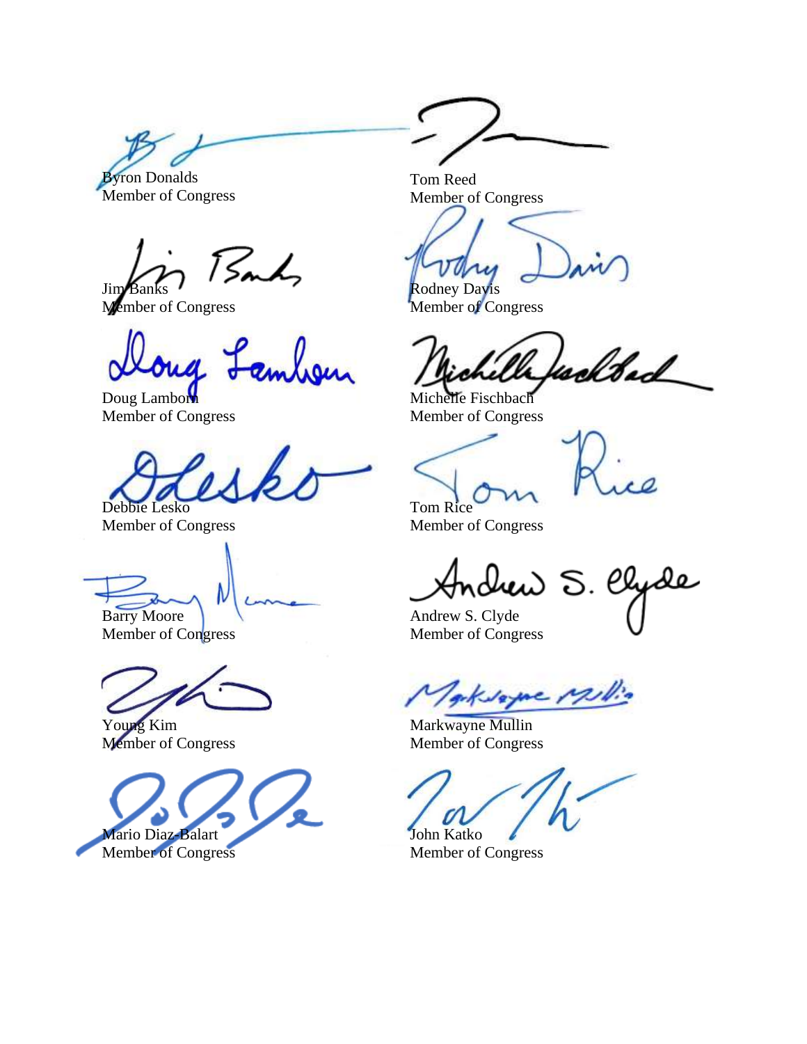Byron Donalds
Member of Congress

Tom Reed
Member of Congress

Jim Banks
Member of Congress

Rodney Davis
Member of Congress

Doug Lamborn
Member of Congress

Michelle Fischbach
Member of Congress

Debbie Lesko
Member of Congress

Tom Rice
Member of Congress

Barry Moore
Member of Congress

Andrew S. Clyde
Member of Congress

Young Kim
Member of Congress

Markwayne Mullin
Member of Congress

Mario Diaz-Balart
Member of Congress

John Katko
Member of Congress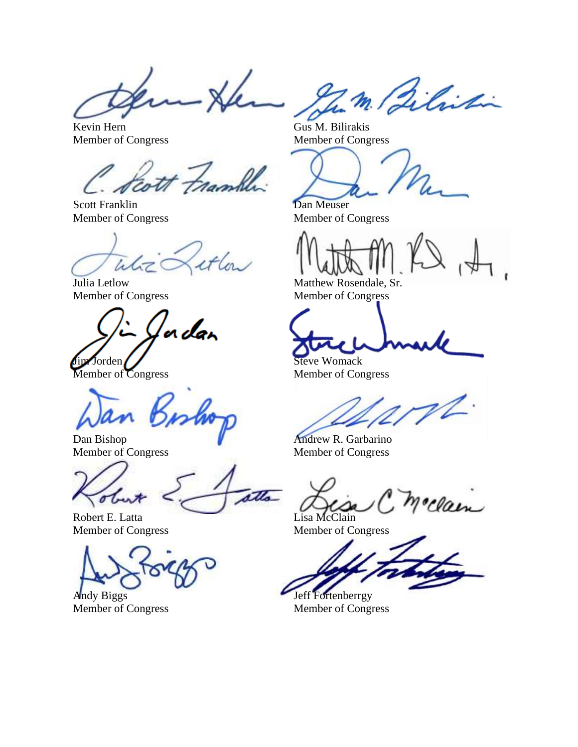Kevin Hern
Member of Congress

Gus M. Bilirakis
Member of Congress

Scott Franklin
Member of Congress

Dan Meuser
Member of Congress

Julia Letlow
Member of Congress

Matthew Rosendale, Sr.
Member of Congress

Jim Jorden
Member of Congress

Steve Womack
Member of Congress

Dan Bishop
Member of Congress

Andrew R. Garbarino
Member of Congress

Robert E. Latta
Member of Congress

Lisa McClain
Member of Congress

Andy Biggs
Member of Congress

Jeff Fortenberrgy
Member of Congress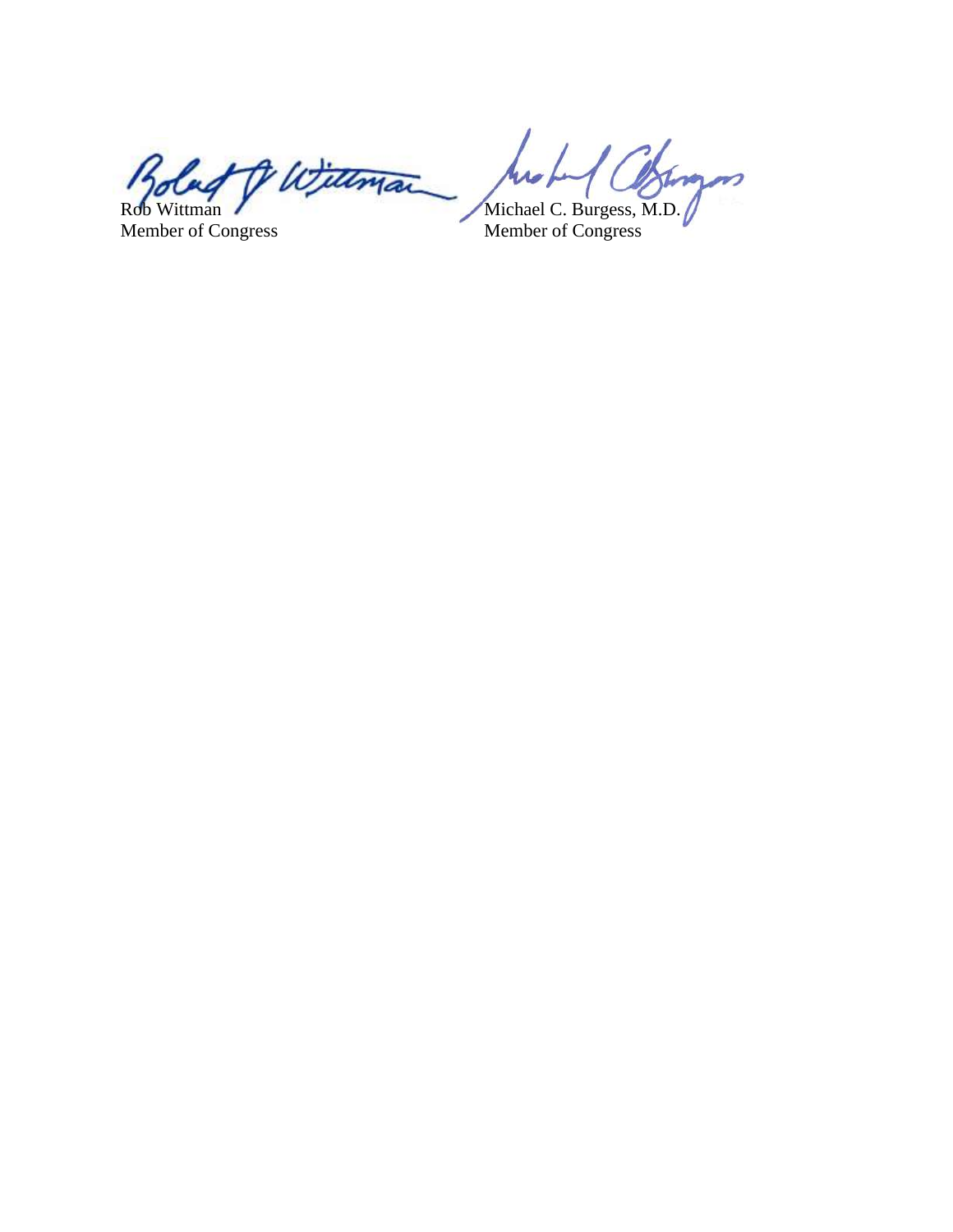Rob Wittman
Member of Congress

Michael C. Burgess, M.D.
Member of Congress